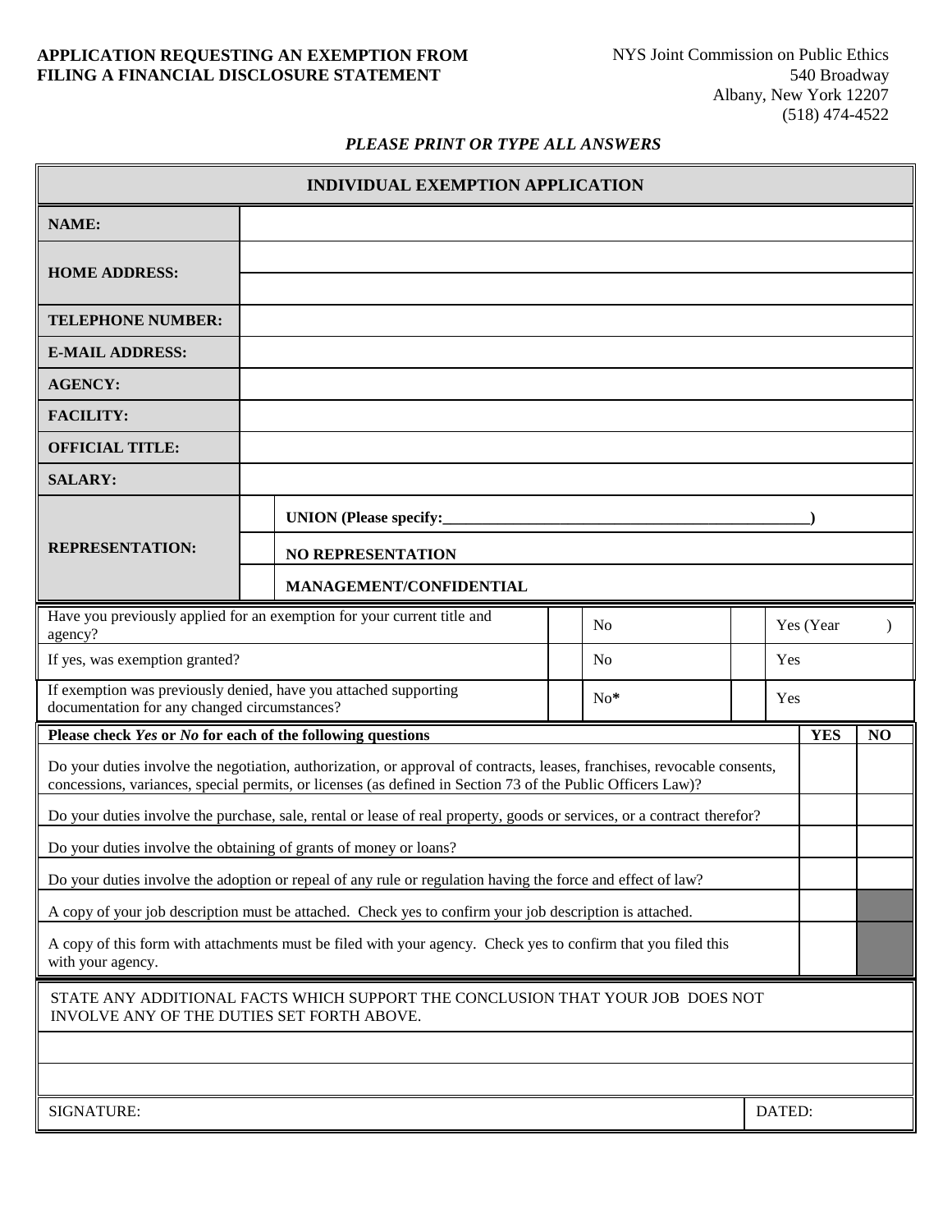**APPLICATION REQUESTING AN EXEMPTION FROM FILING A FINANCIAL DISCLOSURE STATEMENT**

NYS Joint Commission on Public Ethics
540 Broadway
Albany, New York 12207
(518) 474-4522

***PLEASE PRINT OR TYPE ALL ANSWERS***

| **INDIVIDUAL EXEMPTION APPLICATION** | | |
|---|---|---|
| **NAME:** | | |
| **HOME ADDRESS:** | | |
| | | |
| **TELEPHONE NUMBER:** | | |
| **E-MAIL ADDRESS:** | | |
| **AGENCY:** | | |
| **FACILITY:** | | |
| **OFFICIAL TITLE:** | | |
| **SALARY:** | | |
| **REPRESENTATION:** | | **UNION (Please specify:_______________________________________________)** |
| | | **NO REPRESENTATION** |
| | | **MANAGEMENT/CONFIDENTIAL** |

| | | | | |
|---|---|---|---|---|
| Have you previously applied for an exemption for your current title and agency? | | No | | Yes (Year ) |
| If yes, was exemption granted? | | No | | Yes |
| If exemption was previously denied, have you attached supporting documentation for any changed circumstances? | | No* | | Yes |

| **Please check *Yes* or *No* for each of the following questions** | **YES** | **NO** |
|---|---|---|
| Do your duties involve the negotiation, authorization, or approval of contracts, leases, franchises, revocable consents, concessions, variances, special permits, or licenses (as defined in Section 73 of the Public Officers Law)? | | |
| Do your duties involve the purchase, sale, rental or lease of real property, goods or services, or a contract therefor? | | |
| Do your duties involve the obtaining of grants of money or loans? | | |
| Do your duties involve the adoption or repeal of any rule or regulation having the force and effect of law? | | |
| A copy of your job description must be attached. Check yes to confirm your job description is attached. | | |
| A copy of this form with attachments must be filed with your agency. Check yes to confirm that you filed this with your agency. | | |

| STATE ANY ADDITIONAL FACTS WHICH SUPPORT THE CONCLUSION THAT YOUR JOB DOES NOT INVOLVE ANY OF THE DUTIES SET FORTH ABOVE. | |
|---|---|
| | |
| | |
| SIGNATURE: | DATED: |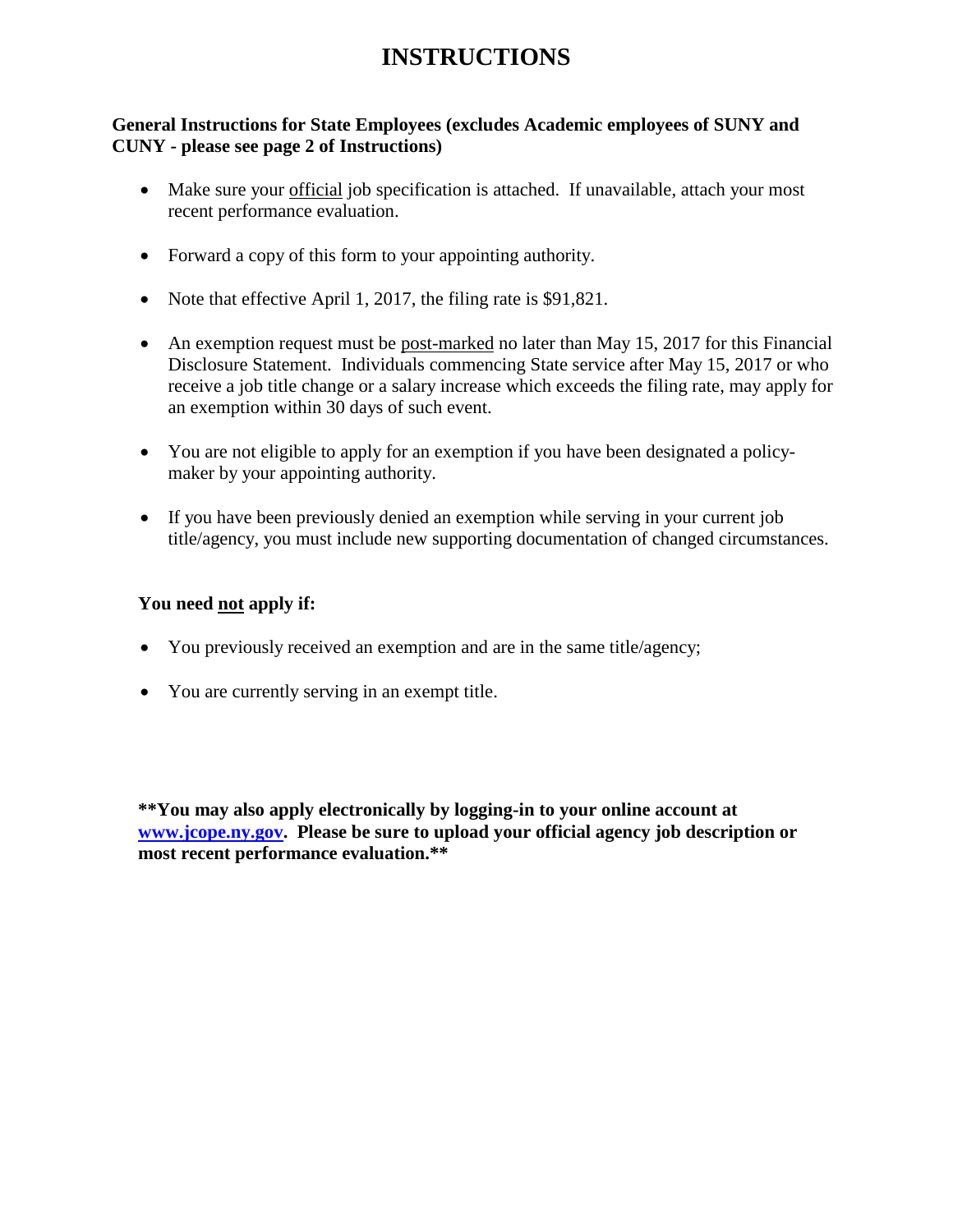# INSTRUCTIONS

**General Instructions for State Employees (excludes Academic employees of SUNY and CUNY - please see page 2 of Instructions)**

- Make sure your <u>official</u> job specification is attached. If unavailable, attach your most recent performance evaluation.
- Forward a copy of this form to your appointing authority.
- Note that effective April 1, 2017, the filing rate is $91,821.
- An exemption request must be <u>post-marked</u> no later than May 15, 2017 for this Financial Disclosure Statement. Individuals commencing State service after May 15, 2017 or who receive a job title change or a salary increase which exceeds the filing rate, may apply for an exemption within 30 days of such event.
- You are not eligible to apply for an exemption if you have been designated a policy-maker by your appointing authority.
- If you have been previously denied an exemption while serving in your current job title/agency, you must include new supporting documentation of changed circumstances.

**You need <u>not</u> apply if:**

- You previously received an exemption and are in the same title/agency;
- You are currently serving in an exempt title.

**\*\*You may also apply electronically by logging-in to your online account at [www.jcope.ny.gov](http://www.jcope.ny.gov). Please be sure to upload your official agency job description or most recent performance evaluation.\*\***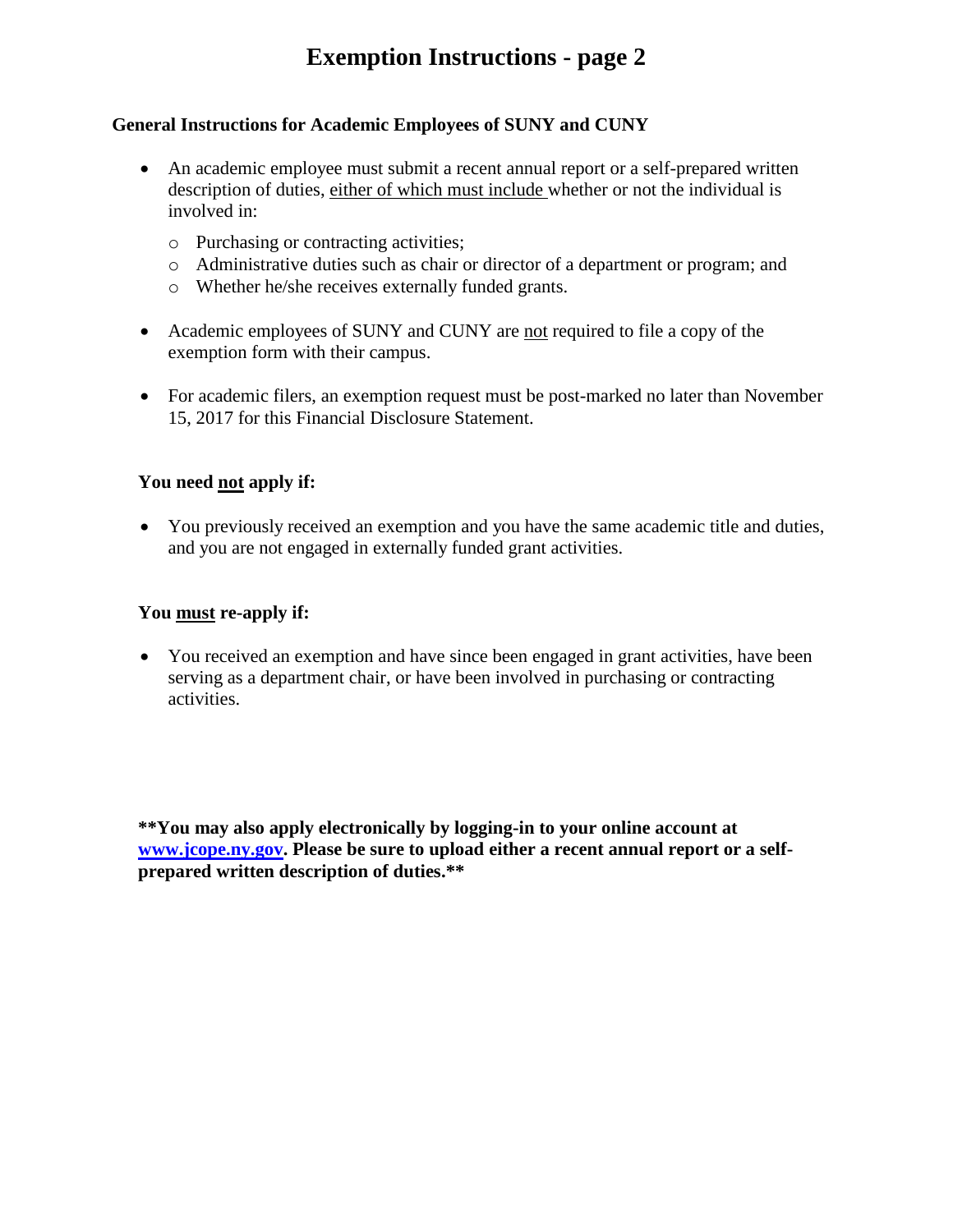# Exemption Instructions - page 2

**General Instructions for Academic Employees of SUNY and CUNY**

- An academic employee must submit a recent annual report or a self-prepared written description of duties, <u>either of which must include</u> whether or not the individual is involved in:
  - Purchasing or contracting activities;
  - Administrative duties such as chair or director of a department or program; and
  - Whether he/she receives externally funded grants.
- Academic employees of SUNY and CUNY are <u>not</u> required to file a copy of the exemption form with their campus.
- For academic filers, an exemption request must be post-marked no later than November 15, 2017 for this Financial Disclosure Statement.

**You need <u>not</u> apply if:**

- You previously received an exemption and you have the same academic title and duties, and you are not engaged in externally funded grant activities.

**You <u>must</u> re-apply if:**

- You received an exemption and have since been engaged in grant activities, have been serving as a department chair, or have been involved in purchasing or contracting activities.

****You may also apply electronically by logging-in to your online account at [www.jcope.ny.gov](http://www.jcope.ny.gov). Please be sure to upload either a recent annual report or a self-prepared written description of duties.****